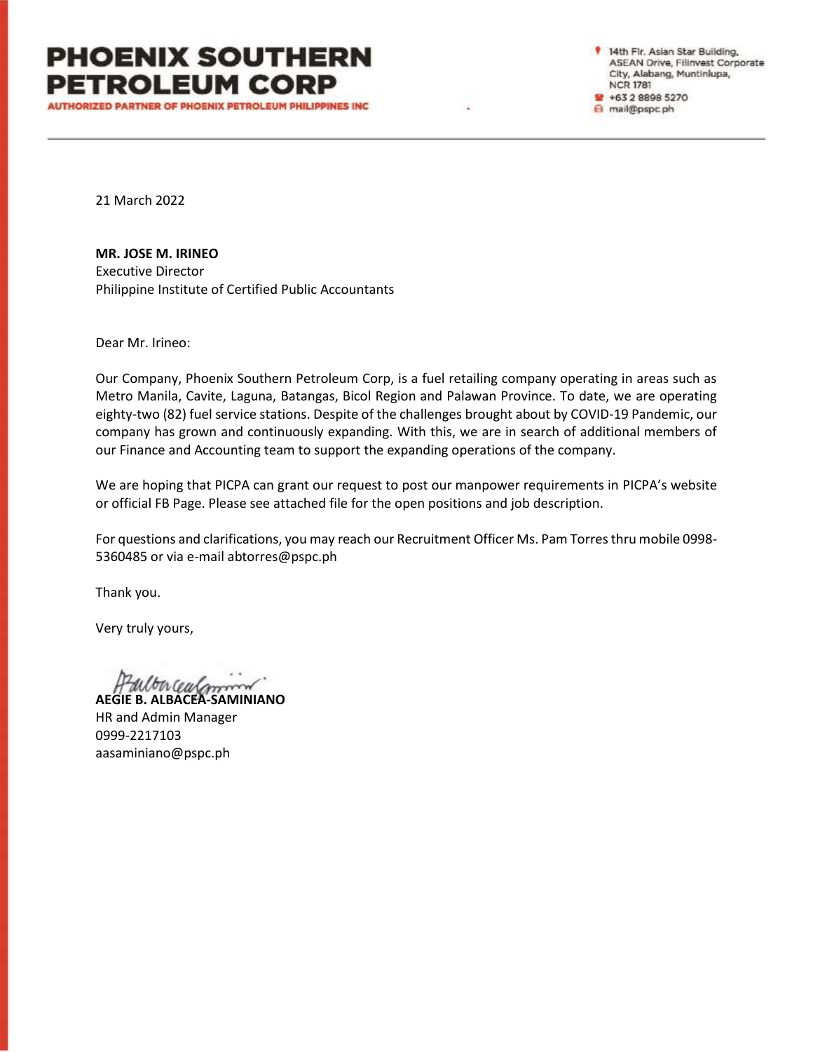# PHOENIX SOUTHERN PETROLEUM CORP

AUTHORIZED PARTNER OF PHOENIX PETROLEUM PHILIPPINES INC

14th Flr. Asian Star Building, ASEAN Drive, Filinvest Corporate City, Alabang, Muntinlupa, NCR 1781
+63 2 8898 5270
mail@pspc.ph

---

21 March 2022

**MR. JOSE M. IRINEO**
Executive Director
Philippine Institute of Certified Public Accountants

Dear Mr. Irineo:

Our Company, Phoenix Southern Petroleum Corp, is a fuel retailing company operating in areas such as Metro Manila, Cavite, Laguna, Batangas, Bicol Region and Palawan Province. To date, we are operating eighty-two (82) fuel service stations. Despite of the challenges brought about by COVID-19 Pandemic, our company has grown and continuously expanding. With this, we are in search of additional members of our Finance and Accounting team to support the expanding operations of the company.

We are hoping that PICPA can grant our request to post our manpower requirements in PICPA's website or official FB Page. Please see attached file for the open positions and job description.

For questions and clarifications, you may reach our Recruitment Officer Ms. Pam Torres thru mobile 0998-5360485 or via e-mail abtorres@pspc.ph

Thank you.

Very truly yours,

**AEGIE B. ALBACEA-SAMINIANO**
HR and Admin Manager
0999-2217103
aasaminiano@pspc.ph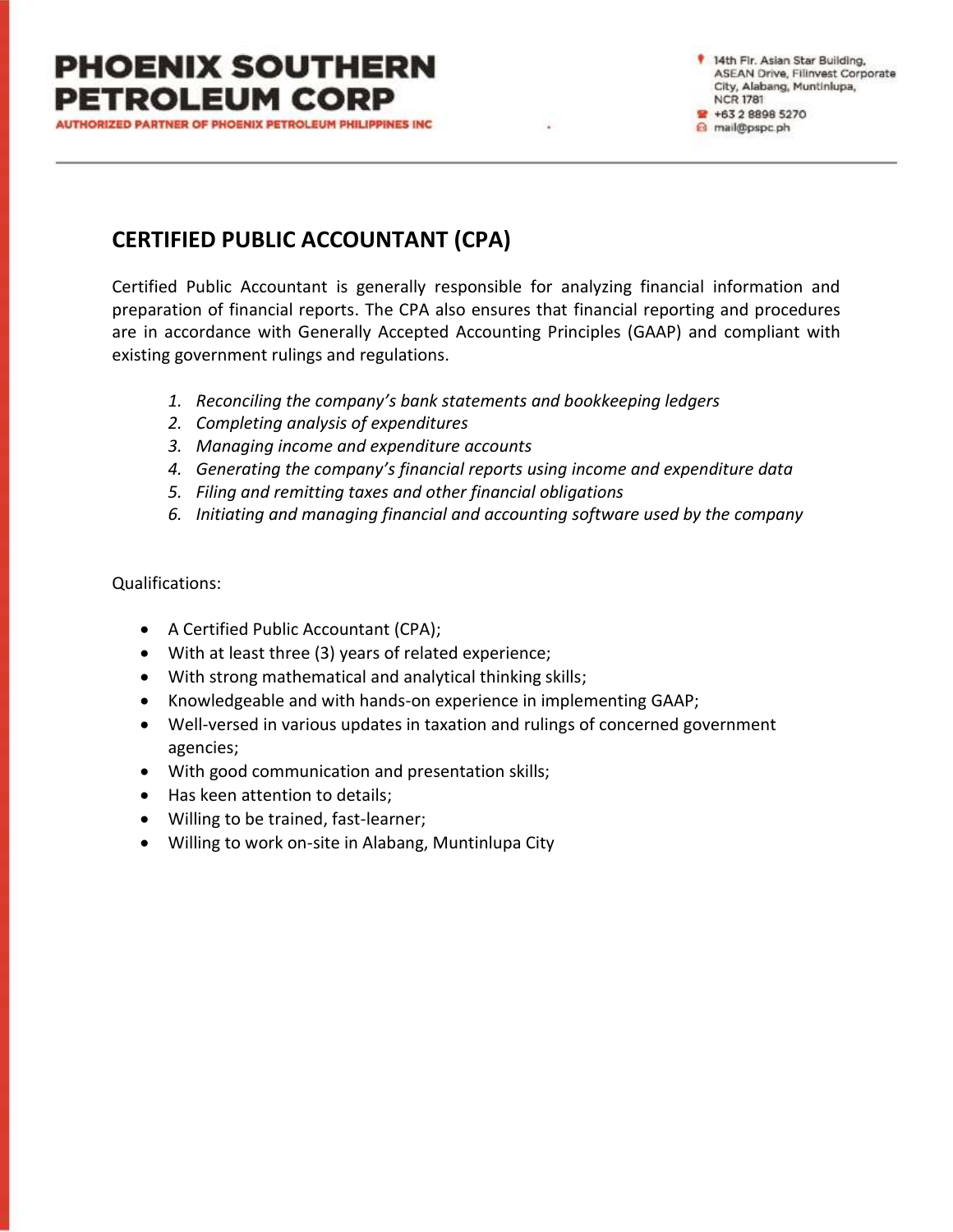# CERTIFIED PUBLIC ACCOUNTANT (CPA)

Certified Public Accountant is generally responsible for analyzing financial information and preparation of financial reports. The CPA also ensures that financial reporting and procedures are in accordance with Generally Accepted Accounting Principles (GAAP) and compliant with existing government rulings and regulations.

1. *Reconciling the company's bank statements and bookkeeping ledgers*
2. *Completing analysis of expenditures*
3. *Managing income and expenditure accounts*
4. *Generating the company's financial reports using income and expenditure data*
5. *Filing and remitting taxes and other financial obligations*
6. *Initiating and managing financial and accounting software used by the company*

Qualifications:

- A Certified Public Accountant (CPA);
- With at least three (3) years of related experience;
- With strong mathematical and analytical thinking skills;
- Knowledgeable and with hands-on experience in implementing GAAP;
- Well-versed in various updates in taxation and rulings of concerned government agencies;
- With good communication and presentation skills;
- Has keen attention to details;
- Willing to be trained, fast-learner;
- Willing to work on-site in Alabang, Muntinlupa City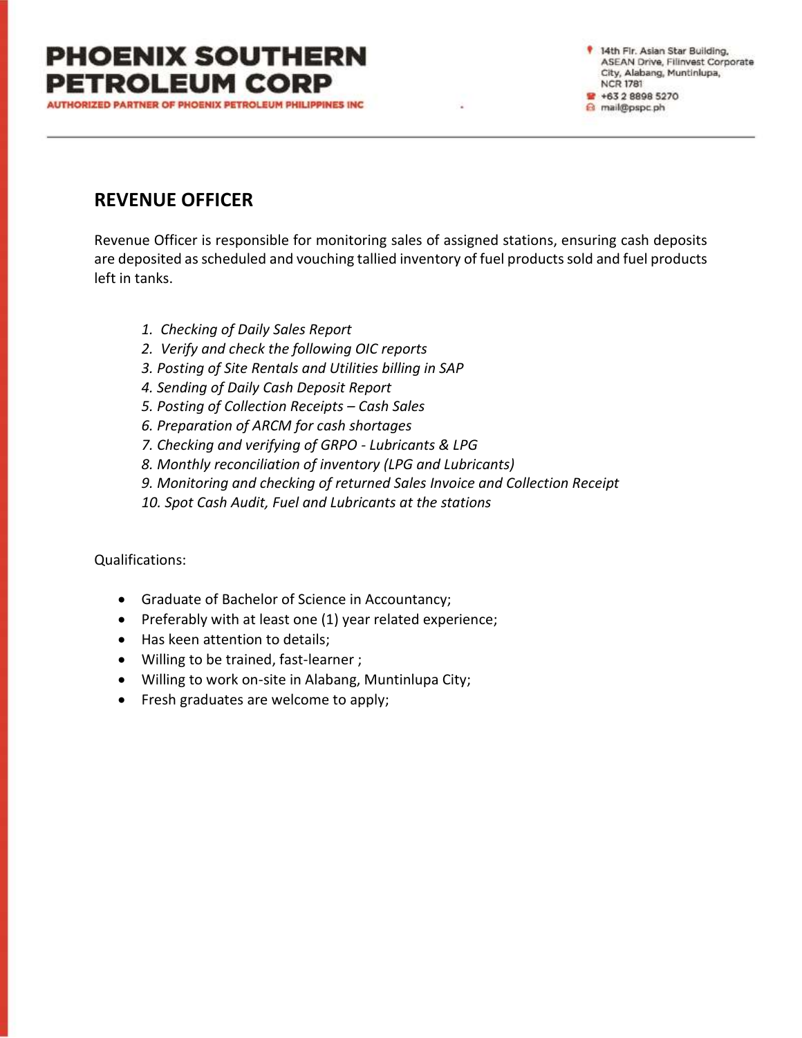# PHOENIX SOUTHERN PETROLEUM CORP

AUTHORIZED PARTNER OF PHOENIX PETROLEUM PHILIPPINES INC

14th Flr. Asian Star Building, ASEAN Drive, Filinvest Corporate City, Alabang, Muntinlupa, NCR 1781
+63 2 8898 5270
mail@pspc.ph

## REVENUE OFFICER

Revenue Officer is responsible for monitoring sales of assigned stations, ensuring cash deposits are deposited as scheduled and vouching tallied inventory of fuel products sold and fuel products left in tanks.

1. *Checking of Daily Sales Report*
2. *Verify and check the following OIC reports*
3. *Posting of Site Rentals and Utilities billing in SAP*
4. *Sending of Daily Cash Deposit Report*
5. *Posting of Collection Receipts – Cash Sales*
6. *Preparation of ARCM for cash shortages*
7. *Checking and verifying of GRPO - Lubricants & LPG*
8. *Monthly reconciliation of inventory (LPG and Lubricants)*
9. *Monitoring and checking of returned Sales Invoice and Collection Receipt*
10. *Spot Cash Audit, Fuel and Lubricants at the stations*

Qualifications:

- Graduate of Bachelor of Science in Accountancy;
- Preferably with at least one (1) year related experience;
- Has keen attention to details;
- Willing to be trained, fast-learner ;
- Willing to work on-site in Alabang, Muntinlupa City;
- Fresh graduates are welcome to apply;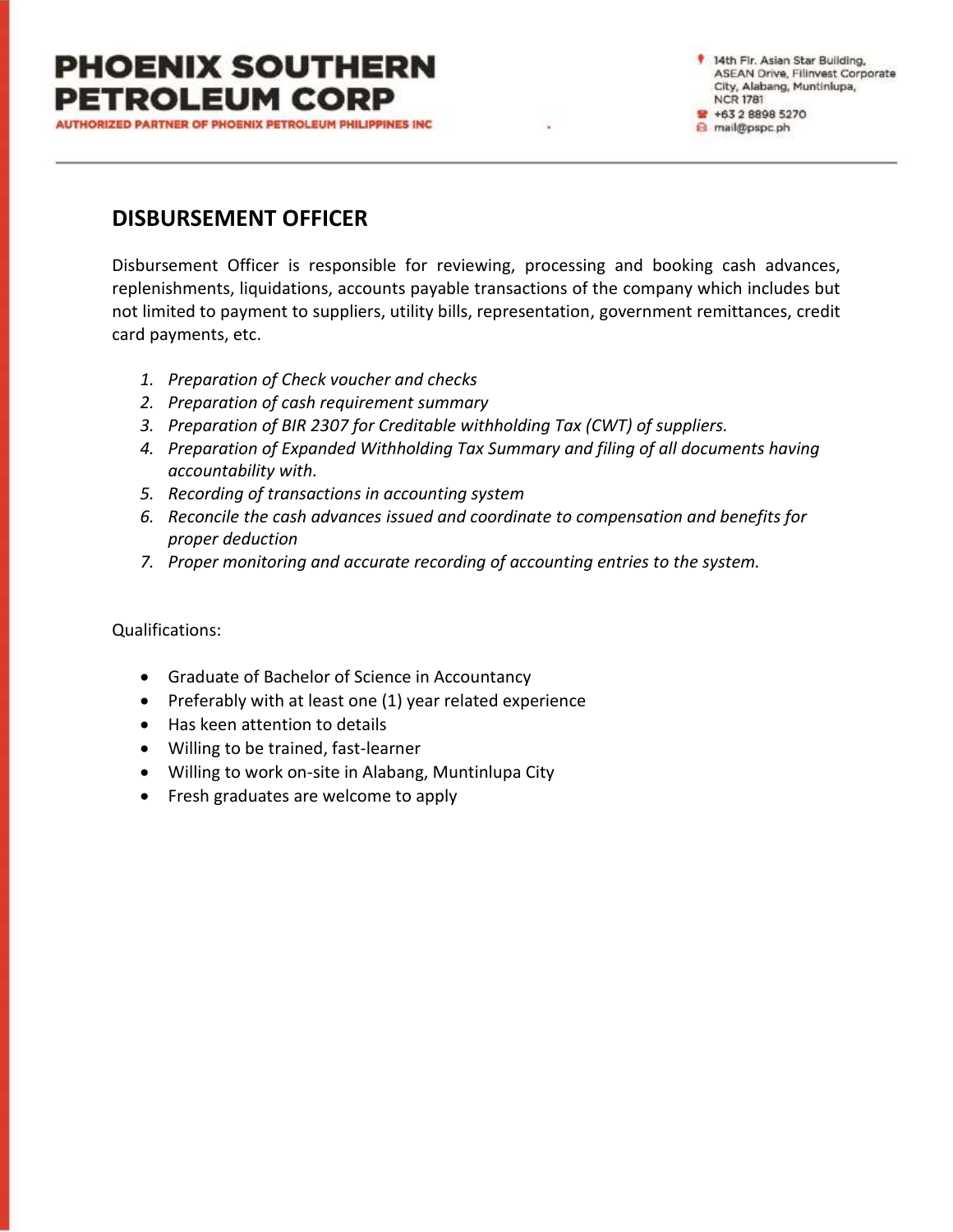**PHOENIX SOUTHERN PETROLEUM CORP**

AUTHORIZED PARTNER OF PHOENIX PETROLEUM PHILIPPINES INC

14th Flr. Asian Star Building, ASEAN Drive, Filinvest Corporate City, Alabang, Muntinlupa, NCR 1781
+63 2 8898 5270
mail@pspc.ph

## DISBURSEMENT OFFICER

Disbursement Officer is responsible for reviewing, processing and booking cash advances, replenishments, liquidations, accounts payable transactions of the company which includes but not limited to payment to suppliers, utility bills, representation, government remittances, credit card payments, etc.

1. *Preparation of Check voucher and checks*
2. *Preparation of cash requirement summary*
3. *Preparation of BIR 2307 for Creditable withholding Tax (CWT) of suppliers.*
4. *Preparation of Expanded Withholding Tax Summary and filing of all documents having accountability with.*
5. *Recording of transactions in accounting system*
6. *Reconcile the cash advances issued and coordinate to compensation and benefits for proper deduction*
7. *Proper monitoring and accurate recording of accounting entries to the system.*

Qualifications:

- Graduate of Bachelor of Science in Accountancy
- Preferably with at least one (1) year related experience
- Has keen attention to details
- Willing to be trained, fast-learner
- Willing to work on-site in Alabang, Muntinlupa City
- Fresh graduates are welcome to apply